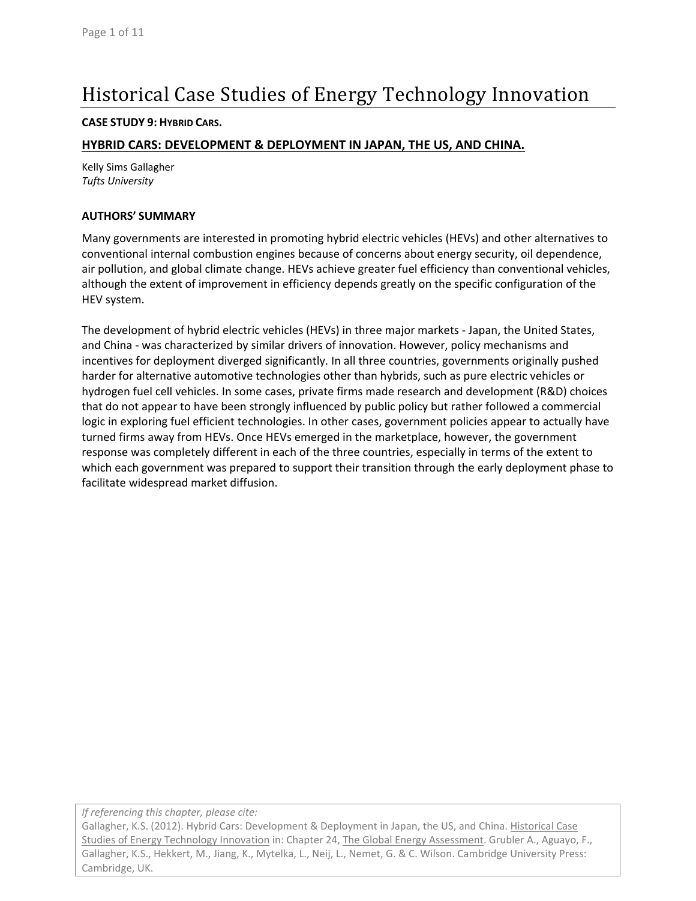# Historical Case Studies of Energy Technology Innovation

**CASE STUDY 9: HYBRID CARS.**

## HYBRID CARS: DEVELOPMENT & DEPLOYMENT IN JAPAN, THE US, AND CHINA.

Kelly Sims Gallagher
*Tufts University*

### AUTHORS' SUMMARY

Many governments are interested in promoting hybrid electric vehicles (HEVs) and other alternatives to conventional internal combustion engines because of concerns about energy security, oil dependence, air pollution, and global climate change. HEVs achieve greater fuel efficiency than conventional vehicles, although the extent of improvement in efficiency depends greatly on the specific configuration of the HEV system.

The development of hybrid electric vehicles (HEVs) in three major markets - Japan, the United States, and China - was characterized by similar drivers of innovation. However, policy mechanisms and incentives for deployment diverged significantly. In all three countries, governments originally pushed harder for alternative automotive technologies other than hybrids, such as pure electric vehicles or hydrogen fuel cell vehicles. In some cases, private firms made research and development (R&D) choices that do not appear to have been strongly influenced by public policy but rather followed a commercial logic in exploring fuel efficient technologies. In other cases, government policies appear to actually have turned firms away from HEVs. Once HEVs emerged in the marketplace, however, the government response was completely different in each of the three countries, especially in terms of the extent to which each government was prepared to support their transition through the early deployment phase to facilitate widespread market diffusion.

*If referencing this chapter, please cite:*
Gallagher, K.S. (2012). Hybrid Cars: Development & Deployment in Japan, the US, and China. Historical Case Studies of Energy Technology Innovation in: Chapter 24, The Global Energy Assessment. Grubler A., Aguayo, F., Gallagher, K.S., Hekkert, M., Jiang, K., Mytelka, L., Neij, L., Nemet, G. & C. Wilson. Cambridge University Press: Cambridge, UK.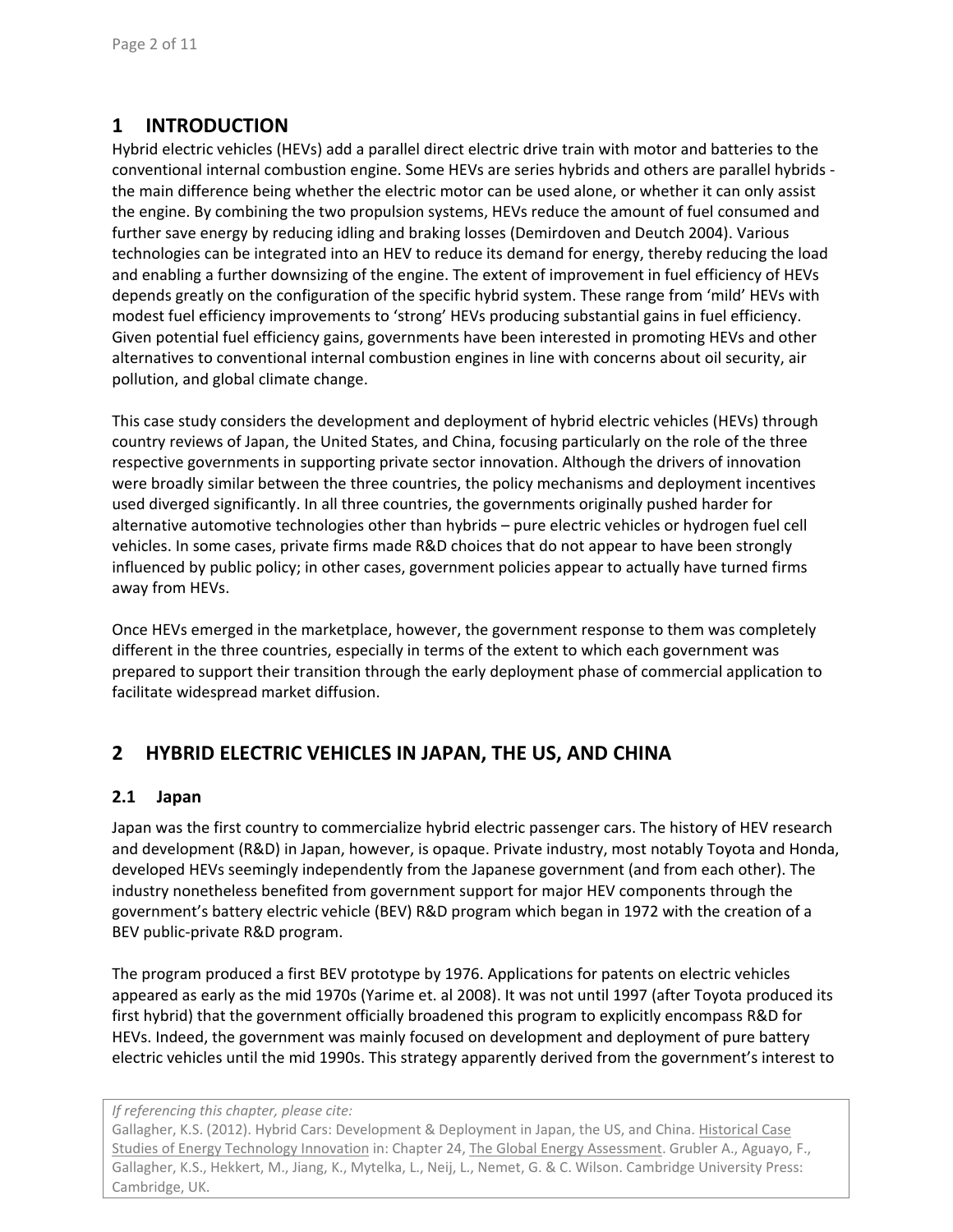# 1 INTRODUCTION

Hybrid electric vehicles (HEVs) add a parallel direct electric drive train with motor and batteries to the conventional internal combustion engine. Some HEVs are series hybrids and others are parallel hybrids - the main difference being whether the electric motor can be used alone, or whether it can only assist the engine. By combining the two propulsion systems, HEVs reduce the amount of fuel consumed and further save energy by reducing idling and braking losses (Demirdoven and Deutch 2004). Various technologies can be integrated into an HEV to reduce its demand for energy, thereby reducing the load and enabling a further downsizing of the engine. The extent of improvement in fuel efficiency of HEVs depends greatly on the configuration of the specific hybrid system. These range from 'mild' HEVs with modest fuel efficiency improvements to 'strong' HEVs producing substantial gains in fuel efficiency. Given potential fuel efficiency gains, governments have been interested in promoting HEVs and other alternatives to conventional internal combustion engines in line with concerns about oil security, air pollution, and global climate change.

This case study considers the development and deployment of hybrid electric vehicles (HEVs) through country reviews of Japan, the United States, and China, focusing particularly on the role of the three respective governments in supporting private sector innovation. Although the drivers of innovation were broadly similar between the three countries, the policy mechanisms and deployment incentives used diverged significantly. In all three countries, the governments originally pushed harder for alternative automotive technologies other than hybrids – pure electric vehicles or hydrogen fuel cell vehicles. In some cases, private firms made R&D choices that do not appear to have been strongly influenced by public policy; in other cases, government policies appear to actually have turned firms away from HEVs.

Once HEVs emerged in the marketplace, however, the government response to them was completely different in the three countries, especially in terms of the extent to which each government was prepared to support their transition through the early deployment phase of commercial application to facilitate widespread market diffusion.

# 2 HYBRID ELECTRIC VEHICLES IN JAPAN, THE US, AND CHINA

## 2.1 Japan

Japan was the first country to commercialize hybrid electric passenger cars. The history of HEV research and development (R&D) in Japan, however, is opaque. Private industry, most notably Toyota and Honda, developed HEVs seemingly independently from the Japanese government (and from each other). The industry nonetheless benefited from government support for major HEV components through the government's battery electric vehicle (BEV) R&D program which began in 1972 with the creation of a BEV public-private R&D program.

The program produced a first BEV prototype by 1976. Applications for patents on electric vehicles appeared as early as the mid 1970s (Yarime et. al 2008). It was not until 1997 (after Toyota produced its first hybrid) that the government officially broadened this program to explicitly encompass R&D for HEVs. Indeed, the government was mainly focused on development and deployment of pure battery electric vehicles until the mid 1990s. This strategy apparently derived from the government's interest to

*If referencing this chapter, please cite:*
Gallagher, K.S. (2012). Hybrid Cars: Development & Deployment in Japan, the US, and China. Historical Case Studies of Energy Technology Innovation in: Chapter 24, The Global Energy Assessment. Grubler A., Aguayo, F., Gallagher, K.S., Hekkert, M., Jiang, K., Mytelka, L., Neij, L., Nemet, G. & C. Wilson. Cambridge University Press: Cambridge, UK.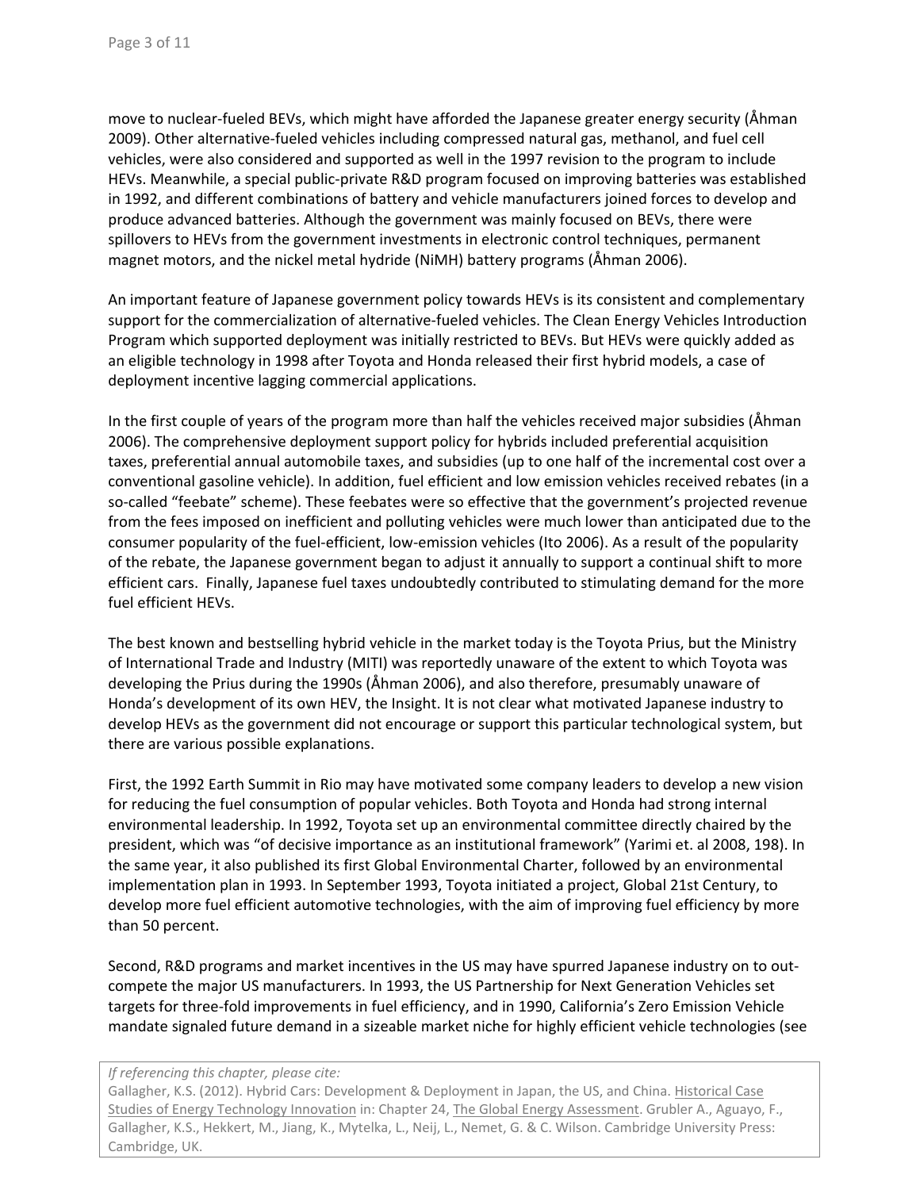move to nuclear-fueled BEVs, which might have afforded the Japanese greater energy security (Åhman 2009). Other alternative-fueled vehicles including compressed natural gas, methanol, and fuel cell vehicles, were also considered and supported as well in the 1997 revision to the program to include HEVs. Meanwhile, a special public-private R&D program focused on improving batteries was established in 1992, and different combinations of battery and vehicle manufacturers joined forces to develop and produce advanced batteries. Although the government was mainly focused on BEVs, there were spillovers to HEVs from the government investments in electronic control techniques, permanent magnet motors, and the nickel metal hydride (NiMH) battery programs (Åhman 2006).

An important feature of Japanese government policy towards HEVs is its consistent and complementary support for the commercialization of alternative-fueled vehicles. The Clean Energy Vehicles Introduction Program which supported deployment was initially restricted to BEVs. But HEVs were quickly added as an eligible technology in 1998 after Toyota and Honda released their first hybrid models, a case of deployment incentive lagging commercial applications.

In the first couple of years of the program more than half the vehicles received major subsidies (Åhman 2006). The comprehensive deployment support policy for hybrids included preferential acquisition taxes, preferential annual automobile taxes, and subsidies (up to one half of the incremental cost over a conventional gasoline vehicle). In addition, fuel efficient and low emission vehicles received rebates (in a so-called "feebate" scheme). These feebates were so effective that the government's projected revenue from the fees imposed on inefficient and polluting vehicles were much lower than anticipated due to the consumer popularity of the fuel-efficient, low-emission vehicles (Ito 2006). As a result of the popularity of the rebate, the Japanese government began to adjust it annually to support a continual shift to more efficient cars. Finally, Japanese fuel taxes undoubtedly contributed to stimulating demand for the more fuel efficient HEVs.

The best known and bestselling hybrid vehicle in the market today is the Toyota Prius, but the Ministry of International Trade and Industry (MITI) was reportedly unaware of the extent to which Toyota was developing the Prius during the 1990s (Åhman 2006), and also therefore, presumably unaware of Honda's development of its own HEV, the Insight. It is not clear what motivated Japanese industry to develop HEVs as the government did not encourage or support this particular technological system, but there are various possible explanations.

First, the 1992 Earth Summit in Rio may have motivated some company leaders to develop a new vision for reducing the fuel consumption of popular vehicles. Both Toyota and Honda had strong internal environmental leadership. In 1992, Toyota set up an environmental committee directly chaired by the president, which was "of decisive importance as an institutional framework" (Yarimi et. al 2008, 198). In the same year, it also published its first Global Environmental Charter, followed by an environmental implementation plan in 1993. In September 1993, Toyota initiated a project, Global 21st Century, to develop more fuel efficient automotive technologies, with the aim of improving fuel efficiency by more than 50 percent.

Second, R&D programs and market incentives in the US may have spurred Japanese industry on to out-compete the major US manufacturers. In 1993, the US Partnership for Next Generation Vehicles set targets for three-fold improvements in fuel efficiency, and in 1990, California's Zero Emission Vehicle mandate signaled future demand in a sizeable market niche for highly efficient vehicle technologies (see

*If referencing this chapter, please cite:*
Gallagher, K.S. (2012). Hybrid Cars: Development & Deployment in Japan, the US, and China. Historical Case Studies of Energy Technology Innovation in: Chapter 24, The Global Energy Assessment. Grubler A., Aguayo, F., Gallagher, K.S., Hekkert, M., Jiang, K., Mytelka, L., Neij, L., Nemet, G. & C. Wilson. Cambridge University Press: Cambridge, UK.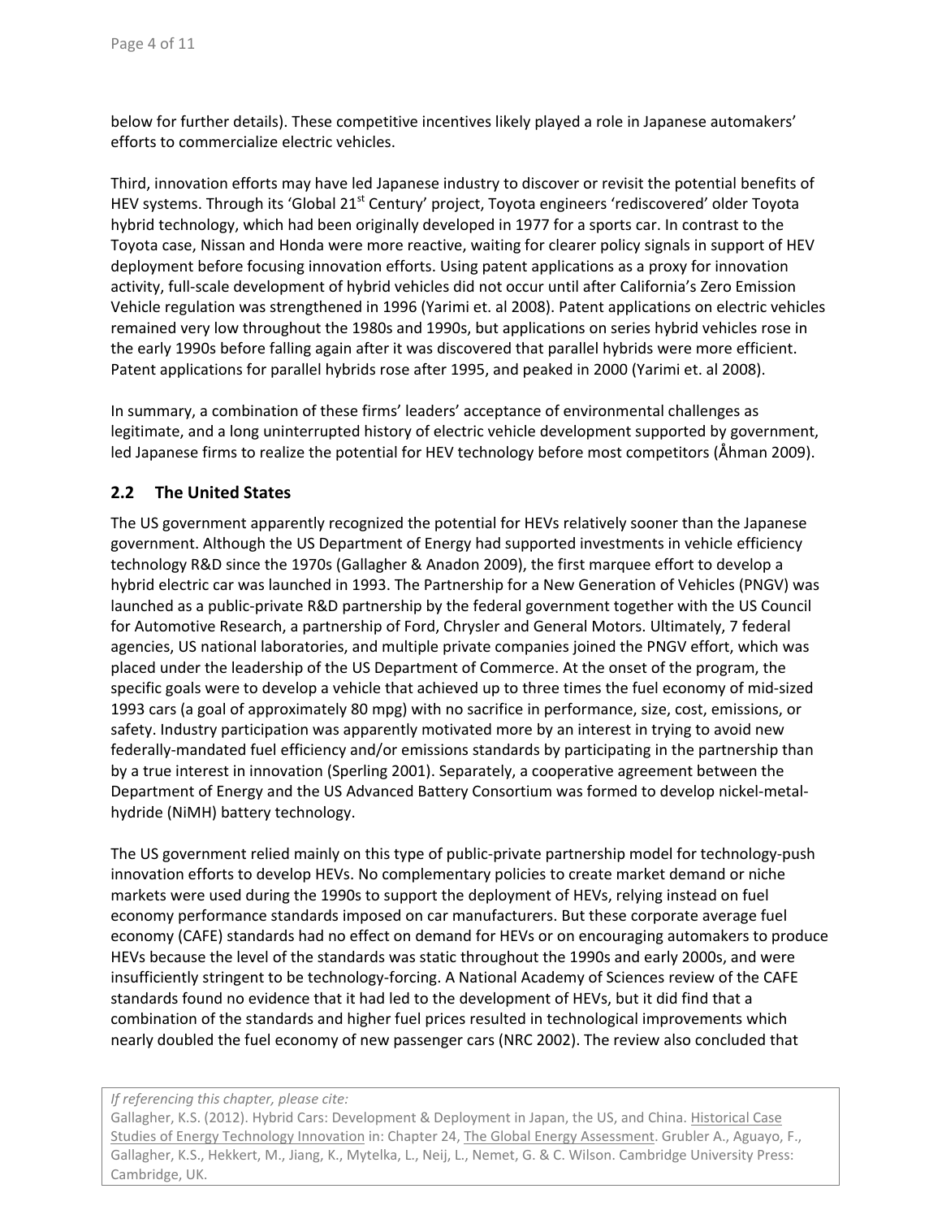below for further details). These competitive incentives likely played a role in Japanese automakers' efforts to commercialize electric vehicles.

Third, innovation efforts may have led Japanese industry to discover or revisit the potential benefits of HEV systems. Through its 'Global 21st Century' project, Toyota engineers 'rediscovered' older Toyota hybrid technology, which had been originally developed in 1977 for a sports car. In contrast to the Toyota case, Nissan and Honda were more reactive, waiting for clearer policy signals in support of HEV deployment before focusing innovation efforts. Using patent applications as a proxy for innovation activity, full-scale development of hybrid vehicles did not occur until after California's Zero Emission Vehicle regulation was strengthened in 1996 (Yarimi et. al 2008). Patent applications on electric vehicles remained very low throughout the 1980s and 1990s, but applications on series hybrid vehicles rose in the early 1990s before falling again after it was discovered that parallel hybrids were more efficient. Patent applications for parallel hybrids rose after 1995, and peaked in 2000 (Yarimi et. al 2008).

In summary, a combination of these firms' leaders' acceptance of environmental challenges as legitimate, and a long uninterrupted history of electric vehicle development supported by government, led Japanese firms to realize the potential for HEV technology before most competitors (Åhman 2009).

## 2.2 The United States

The US government apparently recognized the potential for HEVs relatively sooner than the Japanese government. Although the US Department of Energy had supported investments in vehicle efficiency technology R&D since the 1970s (Gallagher & Anadon 2009), the first marquee effort to develop a hybrid electric car was launched in 1993. The Partnership for a New Generation of Vehicles (PNGV) was launched as a public-private R&D partnership by the federal government together with the US Council for Automotive Research, a partnership of Ford, Chrysler and General Motors. Ultimately, 7 federal agencies, US national laboratories, and multiple private companies joined the PNGV effort, which was placed under the leadership of the US Department of Commerce. At the onset of the program, the specific goals were to develop a vehicle that achieved up to three times the fuel economy of mid-sized 1993 cars (a goal of approximately 80 mpg) with no sacrifice in performance, size, cost, emissions, or safety. Industry participation was apparently motivated more by an interest in trying to avoid new federally-mandated fuel efficiency and/or emissions standards by participating in the partnership than by a true interest in innovation (Sperling 2001). Separately, a cooperative agreement between the Department of Energy and the US Advanced Battery Consortium was formed to develop nickel-metal-hydride (NiMH) battery technology.

The US government relied mainly on this type of public-private partnership model for technology-push innovation efforts to develop HEVs. No complementary policies to create market demand or niche markets were used during the 1990s to support the deployment of HEVs, relying instead on fuel economy performance standards imposed on car manufacturers. But these corporate average fuel economy (CAFE) standards had no effect on demand for HEVs or on encouraging automakers to produce HEVs because the level of the standards was static throughout the 1990s and early 2000s, and were insufficiently stringent to be technology-forcing. A National Academy of Sciences review of the CAFE standards found no evidence that it had led to the development of HEVs, but it did find that a combination of the standards and higher fuel prices resulted in technological improvements which nearly doubled the fuel economy of new passenger cars (NRC 2002). The review also concluded that

*If referencing this chapter, please cite:*
Gallagher, K.S. (2012). Hybrid Cars: Development & Deployment in Japan, the US, and China. Historical Case Studies of Energy Technology Innovation in: Chapter 24, The Global Energy Assessment. Grubler A., Aguayo, F., Gallagher, K.S., Hekkert, M., Jiang, K., Mytelka, L., Neij, L., Nemet, G. & C. Wilson. Cambridge University Press: Cambridge, UK.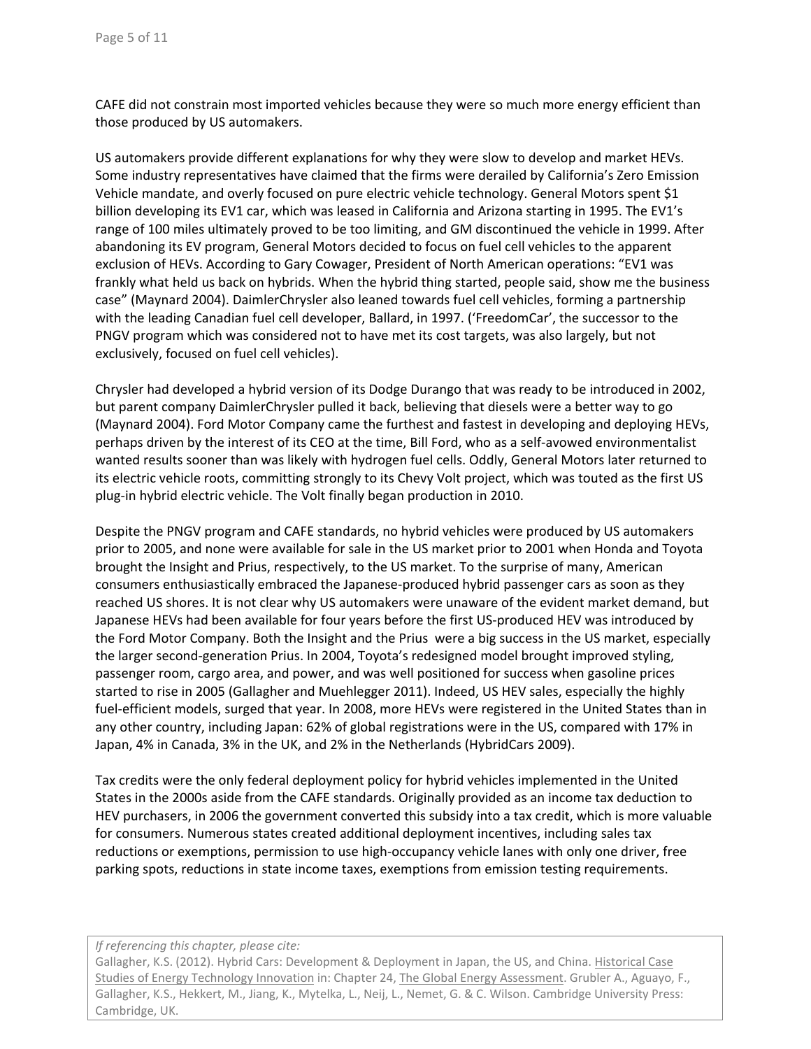CAFE did not constrain most imported vehicles because they were so much more energy efficient than those produced by US automakers.

US automakers provide different explanations for why they were slow to develop and market HEVs. Some industry representatives have claimed that the firms were derailed by California's Zero Emission Vehicle mandate, and overly focused on pure electric vehicle technology. General Motors spent $1 billion developing its EV1 car, which was leased in California and Arizona starting in 1995. The EV1's range of 100 miles ultimately proved to be too limiting, and GM discontinued the vehicle in 1999. After abandoning its EV program, General Motors decided to focus on fuel cell vehicles to the apparent exclusion of HEVs. According to Gary Cowager, President of North American operations: "EV1 was frankly what held us back on hybrids. When the hybrid thing started, people said, show me the business case" (Maynard 2004). DaimlerChrysler also leaned towards fuel cell vehicles, forming a partnership with the leading Canadian fuel cell developer, Ballard, in 1997. ('FreedomCar', the successor to the PNGV program which was considered not to have met its cost targets, was also largely, but not exclusively, focused on fuel cell vehicles).

Chrysler had developed a hybrid version of its Dodge Durango that was ready to be introduced in 2002, but parent company DaimlerChrysler pulled it back, believing that diesels were a better way to go (Maynard 2004). Ford Motor Company came the furthest and fastest in developing and deploying HEVs, perhaps driven by the interest of its CEO at the time, Bill Ford, who as a self-avowed environmentalist wanted results sooner than was likely with hydrogen fuel cells. Oddly, General Motors later returned to its electric vehicle roots, committing strongly to its Chevy Volt project, which was touted as the first US plug-in hybrid electric vehicle. The Volt finally began production in 2010.

Despite the PNGV program and CAFE standards, no hybrid vehicles were produced by US automakers prior to 2005, and none were available for sale in the US market prior to 2001 when Honda and Toyota brought the Insight and Prius, respectively, to the US market. To the surprise of many, American consumers enthusiastically embraced the Japanese-produced hybrid passenger cars as soon as they reached US shores. It is not clear why US automakers were unaware of the evident market demand, but Japanese HEVs had been available for four years before the first US-produced HEV was introduced by the Ford Motor Company. Both the Insight and the Prius were a big success in the US market, especially the larger second-generation Prius. In 2004, Toyota's redesigned model brought improved styling, passenger room, cargo area, and power, and was well positioned for success when gasoline prices started to rise in 2005 (Gallagher and Muehlegger 2011). Indeed, US HEV sales, especially the highly fuel-efficient models, surged that year. In 2008, more HEVs were registered in the United States than in any other country, including Japan: 62% of global registrations were in the US, compared with 17% in Japan, 4% in Canada, 3% in the UK, and 2% in the Netherlands (HybridCars 2009).

Tax credits were the only federal deployment policy for hybrid vehicles implemented in the United States in the 2000s aside from the CAFE standards. Originally provided as an income tax deduction to HEV purchasers, in 2006 the government converted this subsidy into a tax credit, which is more valuable for consumers. Numerous states created additional deployment incentives, including sales tax reductions or exemptions, permission to use high-occupancy vehicle lanes with only one driver, free parking spots, reductions in state income taxes, exemptions from emission testing requirements.

*If referencing this chapter, please cite:*
Gallagher, K.S. (2012). Hybrid Cars: Development & Deployment in Japan, the US, and China. Historical Case Studies of Energy Technology Innovation in: Chapter 24, The Global Energy Assessment. Grubler A., Aguayo, F., Gallagher, K.S., Hekkert, M., Jiang, K., Mytelka, L., Neij, L., Nemet, G. & C. Wilson. Cambridge University Press: Cambridge, UK.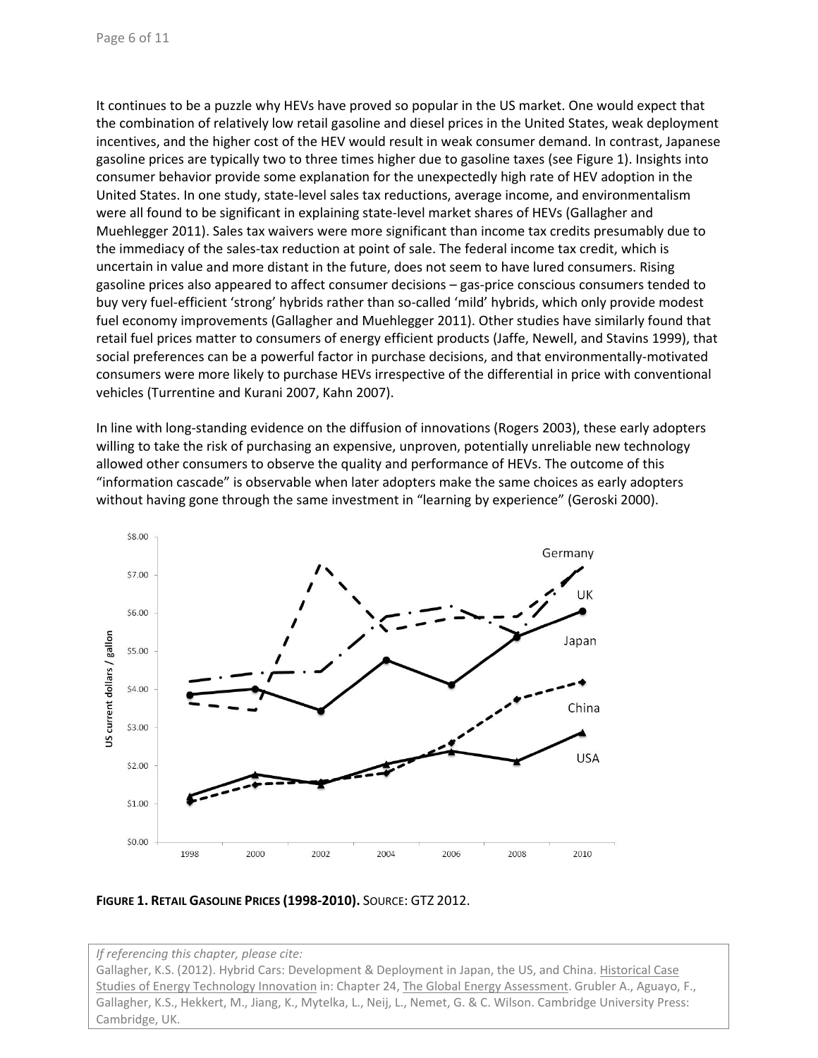It continues to be a puzzle why HEVs have proved so popular in the US market. One would expect that the combination of relatively low retail gasoline and diesel prices in the United States, weak deployment incentives, and the higher cost of the HEV would result in weak consumer demand. In contrast, Japanese gasoline prices are typically two to three times higher due to gasoline taxes (see Figure 1). Insights into consumer behavior provide some explanation for the unexpectedly high rate of HEV adoption in the United States. In one study, state-level sales tax reductions, average income, and environmentalism were all found to be significant in explaining state-level market shares of HEVs (Gallagher and Muehlegger 2011). Sales tax waivers were more significant than income tax credits presumably due to the immediacy of the sales-tax reduction at point of sale. The federal income tax credit, which is uncertain in value and more distant in the future, does not seem to have lured consumers. Rising gasoline prices also appeared to affect consumer decisions – gas-price conscious consumers tended to buy very fuel-efficient 'strong' hybrids rather than so-called 'mild' hybrids, which only provide modest fuel economy improvements (Gallagher and Muehlegger 2011). Other studies have similarly found that retail fuel prices matter to consumers of energy efficient products (Jaffe, Newell, and Stavins 1999), that social preferences can be a powerful factor in purchase decisions, and that environmentally-motivated consumers were more likely to purchase HEVs irrespective of the differential in price with conventional vehicles (Turrentine and Kurani 2007, Kahn 2007).

In line with long-standing evidence on the diffusion of innovations (Rogers 2003), these early adopters willing to take the risk of purchasing an expensive, unproven, potentially unreliable new technology allowed other consumers to observe the quality and performance of HEVs. The outcome of this "information cascade" is observable when later adopters make the same choices as early adopters without having gone through the same investment in "learning by experience" (Geroski 2000).

US current dollars / gallon

$8.00
$7.00
$6.00
$5.00
$4.00
$3.00
$2.00
$1.00
$0.00

1998 2000 2002 2004 2006 2008 2010

Germany
UK
Japan
China
USA

**FIGURE 1. RETAIL GASOLINE PRICES (1998-2010).** SOURCE: GTZ 2012.

*If referencing this chapter, please cite:*
Gallagher, K.S. (2012). Hybrid Cars: Development & Deployment in Japan, the US, and China. Historical Case Studies of Energy Technology Innovation in: Chapter 24, The Global Energy Assessment. Grubler A., Aguayo, F., Gallagher, K.S., Hekkert, M., Jiang, K., Mytelka, L., Neij, L., Nemet, G. & C. Wilson. Cambridge University Press: Cambridge, UK.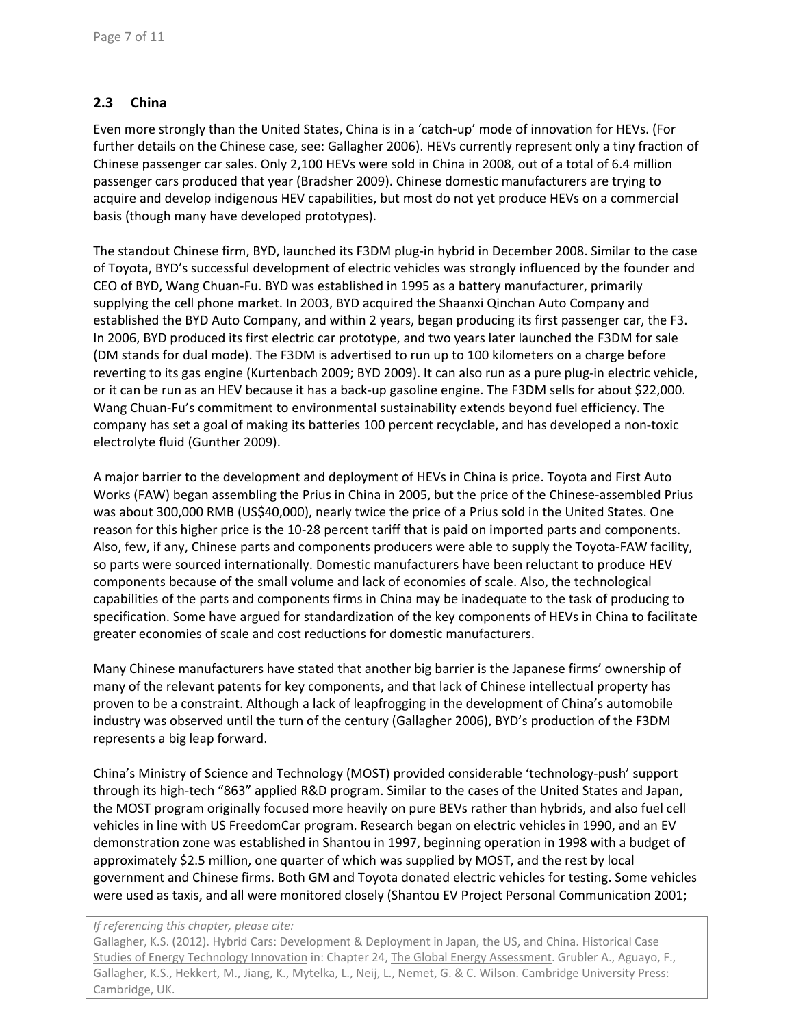## 2.3 China

Even more strongly than the United States, China is in a 'catch-up' mode of innovation for HEVs. (For further details on the Chinese case, see: Gallagher 2006). HEVs currently represent only a tiny fraction of Chinese passenger car sales. Only 2,100 HEVs were sold in China in 2008, out of a total of 6.4 million passenger cars produced that year (Bradsher 2009). Chinese domestic manufacturers are trying to acquire and develop indigenous HEV capabilities, but most do not yet produce HEVs on a commercial basis (though many have developed prototypes).

The standout Chinese firm, BYD, launched its F3DM plug-in hybrid in December 2008. Similar to the case of Toyota, BYD's successful development of electric vehicles was strongly influenced by the founder and CEO of BYD, Wang Chuan-Fu. BYD was established in 1995 as a battery manufacturer, primarily supplying the cell phone market. In 2003, BYD acquired the Shaanxi Qinchan Auto Company and established the BYD Auto Company, and within 2 years, began producing its first passenger car, the F3. In 2006, BYD produced its first electric car prototype, and two years later launched the F3DM for sale (DM stands for dual mode). The F3DM is advertised to run up to 100 kilometers on a charge before reverting to its gas engine (Kurtenbach 2009; BYD 2009). It can also run as a pure plug-in electric vehicle, or it can be run as an HEV because it has a back-up gasoline engine. The F3DM sells for about $22,000. Wang Chuan-Fu's commitment to environmental sustainability extends beyond fuel efficiency. The company has set a goal of making its batteries 100 percent recyclable, and has developed a non-toxic electrolyte fluid (Gunther 2009).

A major barrier to the development and deployment of HEVs in China is price. Toyota and First Auto Works (FAW) began assembling the Prius in China in 2005, but the price of the Chinese-assembled Prius was about 300,000 RMB (US$40,000), nearly twice the price of a Prius sold in the United States. One reason for this higher price is the 10-28 percent tariff that is paid on imported parts and components. Also, few, if any, Chinese parts and components producers were able to supply the Toyota-FAW facility, so parts were sourced internationally. Domestic manufacturers have been reluctant to produce HEV components because of the small volume and lack of economies of scale. Also, the technological capabilities of the parts and components firms in China may be inadequate to the task of producing to specification. Some have argued for standardization of the key components of HEVs in China to facilitate greater economies of scale and cost reductions for domestic manufacturers.

Many Chinese manufacturers have stated that another big barrier is the Japanese firms' ownership of many of the relevant patents for key components, and that lack of Chinese intellectual property has proven to be a constraint. Although a lack of leapfrogging in the development of China's automobile industry was observed until the turn of the century (Gallagher 2006), BYD's production of the F3DM represents a big leap forward.

China's Ministry of Science and Technology (MOST) provided considerable 'technology-push' support through its high-tech "863" applied R&D program. Similar to the cases of the United States and Japan, the MOST program originally focused more heavily on pure BEVs rather than hybrids, and also fuel cell vehicles in line with US FreedomCar program. Research began on electric vehicles in 1990, and an EV demonstration zone was established in Shantou in 1997, beginning operation in 1998 with a budget of approximately $2.5 million, one quarter of which was supplied by MOST, and the rest by local government and Chinese firms. Both GM and Toyota donated electric vehicles for testing. Some vehicles were used as taxis, and all were monitored closely (Shantou EV Project Personal Communication 2001;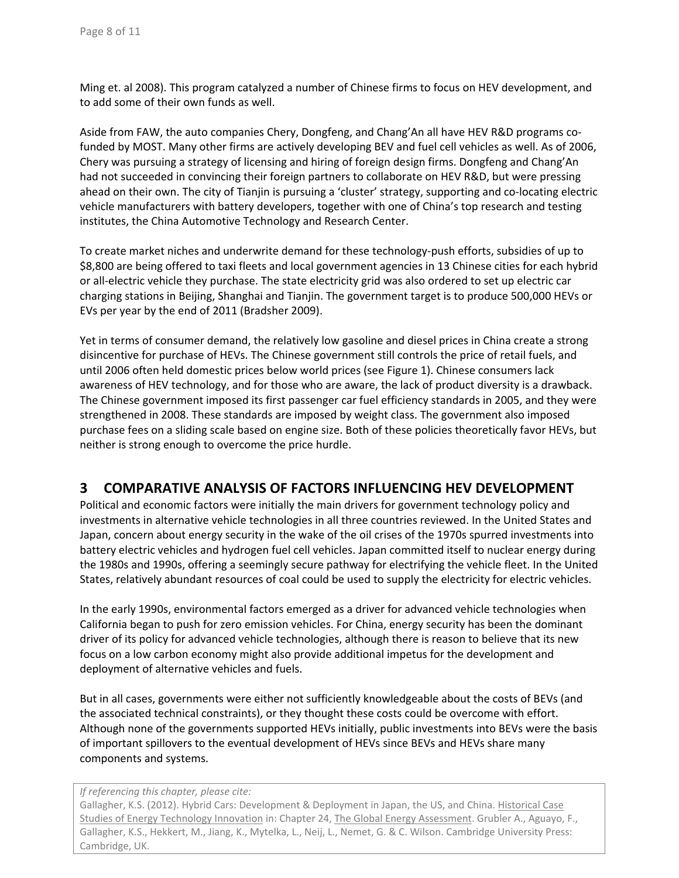Ming et. al 2008). This program catalyzed a number of Chinese firms to focus on HEV development, and to add some of their own funds as well.

Aside from FAW, the auto companies Chery, Dongfeng, and Chang'An all have HEV R&D programs co-funded by MOST. Many other firms are actively developing BEV and fuel cell vehicles as well. As of 2006, Chery was pursuing a strategy of licensing and hiring of foreign design firms. Dongfeng and Chang'An had not succeeded in convincing their foreign partners to collaborate on HEV R&D, but were pressing ahead on their own. The city of Tianjin is pursuing a 'cluster' strategy, supporting and co-locating electric vehicle manufacturers with battery developers, together with one of China's top research and testing institutes, the China Automotive Technology and Research Center.

To create market niches and underwrite demand for these technology-push efforts, subsidies of up to $8,800 are being offered to taxi fleets and local government agencies in 13 Chinese cities for each hybrid or all-electric vehicle they purchase. The state electricity grid was also ordered to set up electric car charging stations in Beijing, Shanghai and Tianjin. The government target is to produce 500,000 HEVs or EVs per year by the end of 2011 (Bradsher 2009).

Yet in terms of consumer demand, the relatively low gasoline and diesel prices in China create a strong disincentive for purchase of HEVs. The Chinese government still controls the price of retail fuels, and until 2006 often held domestic prices below world prices (see Figure 1). Chinese consumers lack awareness of HEV technology, and for those who are aware, the lack of product diversity is a drawback. The Chinese government imposed its first passenger car fuel efficiency standards in 2005, and they were strengthened in 2008. These standards are imposed by weight class. The government also imposed purchase fees on a sliding scale based on engine size. Both of these policies theoretically favor HEVs, but neither is strong enough to overcome the price hurdle.

# 3 COMPARATIVE ANALYSIS OF FACTORS INFLUENCING HEV DEVELOPMENT

Political and economic factors were initially the main drivers for government technology policy and investments in alternative vehicle technologies in all three countries reviewed. In the United States and Japan, concern about energy security in the wake of the oil crises of the 1970s spurred investments into battery electric vehicles and hydrogen fuel cell vehicles. Japan committed itself to nuclear energy during the 1980s and 1990s, offering a seemingly secure pathway for electrifying the vehicle fleet. In the United States, relatively abundant resources of coal could be used to supply the electricity for electric vehicles.

In the early 1990s, environmental factors emerged as a driver for advanced vehicle technologies when California began to push for zero emission vehicles. For China, energy security has been the dominant driver of its policy for advanced vehicle technologies, although there is reason to believe that its new focus on a low carbon economy might also provide additional impetus for the development and deployment of alternative vehicles and fuels.

But in all cases, governments were either not sufficiently knowledgeable about the costs of BEVs (and the associated technical constraints), or they thought these costs could be overcome with effort. Although none of the governments supported HEVs initially, public investments into BEVs were the basis of important spillovers to the eventual development of HEVs since BEVs and HEVs share many components and systems.

*If referencing this chapter, please cite:*
Gallagher, K.S. (2012). Hybrid Cars: Development & Deployment in Japan, the US, and China. Historical Case Studies of Energy Technology Innovation in: Chapter 24, The Global Energy Assessment. Grubler A., Aguayo, F., Gallagher, K.S., Hekkert, M., Jiang, K., Mytelka, L., Neij, L., Nemet, G. & C. Wilson. Cambridge University Press: Cambridge, UK.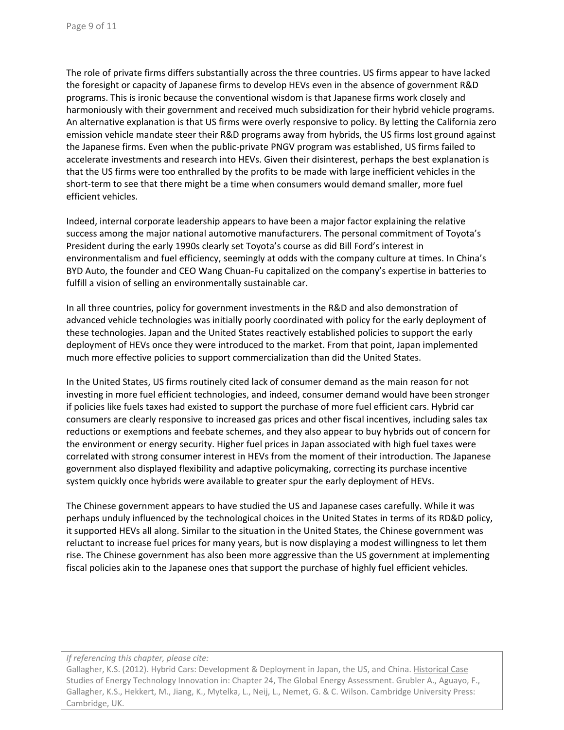The role of private firms differs substantially across the three countries. US firms appear to have lacked the foresight or capacity of Japanese firms to develop HEVs even in the absence of government R&D programs. This is ironic because the conventional wisdom is that Japanese firms work closely and harmoniously with their government and received much subsidization for their hybrid vehicle programs. An alternative explanation is that US firms were overly responsive to policy. By letting the California zero emission vehicle mandate steer their R&D programs away from hybrids, the US firms lost ground against the Japanese firms. Even when the public-private PNGV program was established, US firms failed to accelerate investments and research into HEVs. Given their disinterest, perhaps the best explanation is that the US firms were too enthralled by the profits to be made with large inefficient vehicles in the short-term to see that there might be a time when consumers would demand smaller, more fuel efficient vehicles.

Indeed, internal corporate leadership appears to have been a major factor explaining the relative success among the major national automotive manufacturers. The personal commitment of Toyota's President during the early 1990s clearly set Toyota's course as did Bill Ford's interest in environmentalism and fuel efficiency, seemingly at odds with the company culture at times. In China's BYD Auto, the founder and CEO Wang Chuan-Fu capitalized on the company's expertise in batteries to fulfill a vision of selling an environmentally sustainable car.

In all three countries, policy for government investments in the R&D and also demonstration of advanced vehicle technologies was initially poorly coordinated with policy for the early deployment of these technologies. Japan and the United States reactively established policies to support the early deployment of HEVs once they were introduced to the market. From that point, Japan implemented much more effective policies to support commercialization than did the United States.

In the United States, US firms routinely cited lack of consumer demand as the main reason for not investing in more fuel efficient technologies, and indeed, consumer demand would have been stronger if policies like fuels taxes had existed to support the purchase of more fuel efficient cars. Hybrid car consumers are clearly responsive to increased gas prices and other fiscal incentives, including sales tax reductions or exemptions and feebate schemes, and they also appear to buy hybrids out of concern for the environment or energy security. Higher fuel prices in Japan associated with high fuel taxes were correlated with strong consumer interest in HEVs from the moment of their introduction. The Japanese government also displayed flexibility and adaptive policymaking, correcting its purchase incentive system quickly once hybrids were available to greater spur the early deployment of HEVs.

The Chinese government appears to have studied the US and Japanese cases carefully. While it was perhaps unduly influenced by the technological choices in the United States in terms of its RD&D policy, it supported HEVs all along. Similar to the situation in the United States, the Chinese government was reluctant to increase fuel prices for many years, but is now displaying a modest willingness to let them rise. The Chinese government has also been more aggressive than the US government at implementing fiscal policies akin to the Japanese ones that support the purchase of highly fuel efficient vehicles.

*If referencing this chapter, please cite:*
Gallagher, K.S. (2012). Hybrid Cars: Development & Deployment in Japan, the US, and China. Historical Case Studies of Energy Technology Innovation in: Chapter 24, The Global Energy Assessment. Grubler A., Aguayo, F., Gallagher, K.S., Hekkert, M., Jiang, K., Mytelka, L., Neij, L., Nemet, G. & C. Wilson. Cambridge University Press: Cambridge, UK.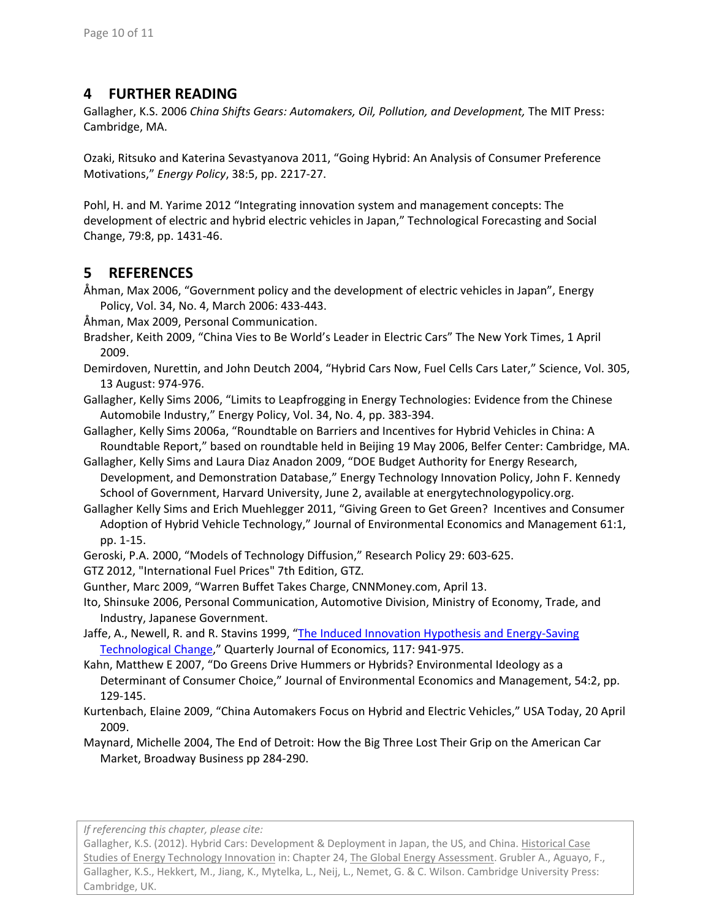## 4 FURTHER READING

Gallagher, K.S. 2006 *China Shifts Gears: Automakers, Oil, Pollution, and Development,* The MIT Press: Cambridge, MA.

Ozaki, Ritsuko and Katerina Sevastyanova 2011, "Going Hybrid: An Analysis of Consumer Preference Motivations," *Energy Policy*, 38:5, pp. 2217-27.

Pohl, H. and M. Yarime 2012 "Integrating innovation system and management concepts: The development of electric and hybrid electric vehicles in Japan," Technological Forecasting and Social Change, 79:8, pp. 1431-46.

## 5 REFERENCES

Åhman, Max 2006, "Government policy and the development of electric vehicles in Japan", Energy Policy, Vol. 34, No. 4, March 2006: 433-443.

Åhman, Max 2009, Personal Communication.

Bradsher, Keith 2009, "China Vies to Be World's Leader in Electric Cars" The New York Times, 1 April 2009.

Demirdoven, Nurettin, and John Deutch 2004, "Hybrid Cars Now, Fuel Cells Cars Later," Science, Vol. 305, 13 August: 974-976.

Gallagher, Kelly Sims 2006, "Limits to Leapfrogging in Energy Technologies: Evidence from the Chinese Automobile Industry," Energy Policy, Vol. 34, No. 4, pp. 383-394.

Gallagher, Kelly Sims 2006a, "Roundtable on Barriers and Incentives for Hybrid Vehicles in China: A Roundtable Report," based on roundtable held in Beijing 19 May 2006, Belfer Center: Cambridge, MA.

Gallagher, Kelly Sims and Laura Diaz Anadon 2009, "DOE Budget Authority for Energy Research, Development, and Demonstration Database," Energy Technology Innovation Policy, John F. Kennedy School of Government, Harvard University, June 2, available at energytechnologypolicy.org.

Gallagher Kelly Sims and Erich Muehlegger 2011, "Giving Green to Get Green? Incentives and Consumer Adoption of Hybrid Vehicle Technology," Journal of Environmental Economics and Management 61:1, pp. 1-15.

Geroski, P.A. 2000, "Models of Technology Diffusion," Research Policy 29: 603-625.

GTZ 2012, "International Fuel Prices" 7th Edition, GTZ.

Gunther, Marc 2009, "Warren Buffet Takes Charge, CNNMoney.com, April 13.

Ito, Shinsuke 2006, Personal Communication, Automotive Division, Ministry of Economy, Trade, and Industry, Japanese Government.

Jaffe, A., Newell, R. and R. Stavins 1999, "The Induced Innovation Hypothesis and Energy-Saving Technological Change," Quarterly Journal of Economics, 117: 941-975.

Kahn, Matthew E 2007, "Do Greens Drive Hummers or Hybrids? Environmental Ideology as a Determinant of Consumer Choice," Journal of Environmental Economics and Management, 54:2, pp. 129-145.

Kurtenbach, Elaine 2009, "China Automakers Focus on Hybrid and Electric Vehicles," USA Today, 20 April 2009.

Maynard, Michelle 2004, The End of Detroit: How the Big Three Lost Their Grip on the American Car Market, Broadway Business pp 284-290.

*If referencing this chapter, please cite:*
Gallagher, K.S. (2012). Hybrid Cars: Development & Deployment in Japan, the US, and China. Historical Case Studies of Energy Technology Innovation in: Chapter 24, The Global Energy Assessment. Grubler A., Aguayo, F., Gallagher, K.S., Hekkert, M., Jiang, K., Mytelka, L., Neij, L., Nemet, G. & C. Wilson. Cambridge University Press: Cambridge, UK.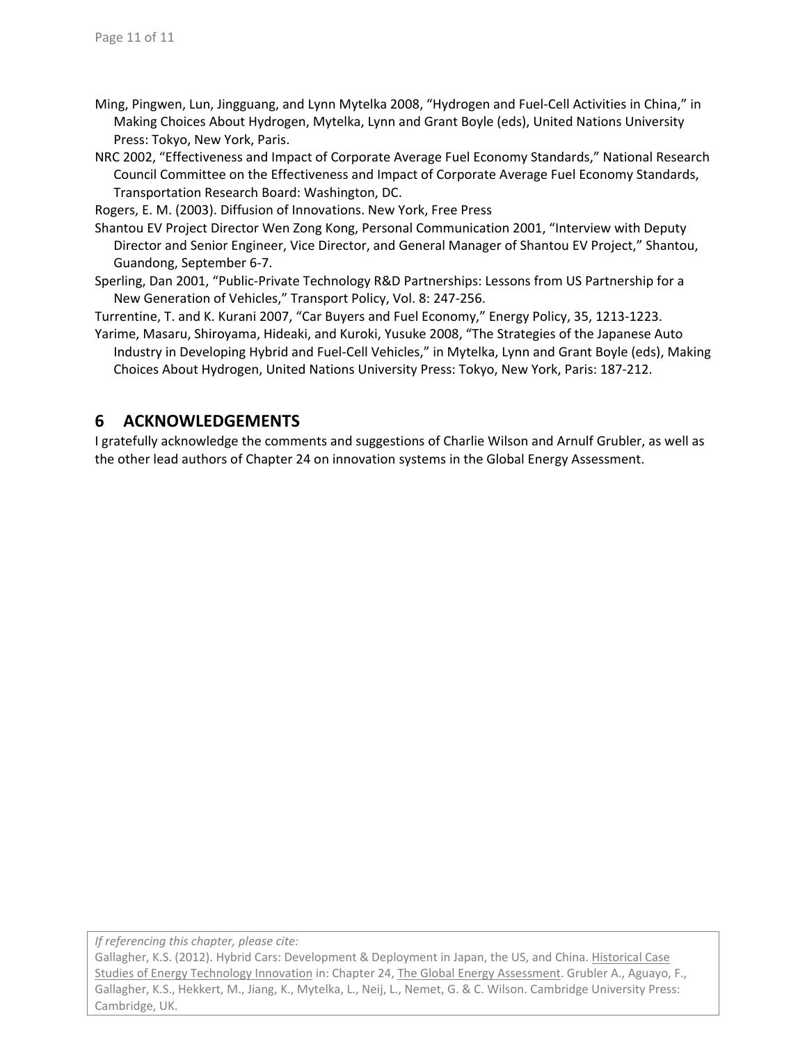Ming, Pingwen, Lun, Jingguang, and Lynn Mytelka 2008, "Hydrogen and Fuel-Cell Activities in China," in Making Choices About Hydrogen, Mytelka, Lynn and Grant Boyle (eds), United Nations University Press: Tokyo, New York, Paris.

NRC 2002, "Effectiveness and Impact of Corporate Average Fuel Economy Standards," National Research Council Committee on the Effectiveness and Impact of Corporate Average Fuel Economy Standards, Transportation Research Board: Washington, DC.

Rogers, E. M. (2003). Diffusion of Innovations. New York, Free Press

Shantou EV Project Director Wen Zong Kong, Personal Communication 2001, "Interview with Deputy Director and Senior Engineer, Vice Director, and General Manager of Shantou EV Project," Shantou, Guandong, September 6-7.

Sperling, Dan 2001, "Public-Private Technology R&D Partnerships: Lessons from US Partnership for a New Generation of Vehicles," Transport Policy, Vol. 8: 247-256.

Turrentine, T. and K. Kurani 2007, "Car Buyers and Fuel Economy," Energy Policy, 35, 1213-1223.

Yarime, Masaru, Shiroyama, Hideaki, and Kuroki, Yusuke 2008, "The Strategies of the Japanese Auto Industry in Developing Hybrid and Fuel-Cell Vehicles," in Mytelka, Lynn and Grant Boyle (eds), Making Choices About Hydrogen, United Nations University Press: Tokyo, New York, Paris: 187-212.

# 6 ACKNOWLEDGEMENTS

I gratefully acknowledge the comments and suggestions of Charlie Wilson and Arnulf Grubler, as well as the other lead authors of Chapter 24 on innovation systems in the Global Energy Assessment.

*If referencing this chapter, please cite:*
Gallagher, K.S. (2012). Hybrid Cars: Development & Deployment in Japan, the US, and China. Historical Case Studies of Energy Technology Innovation in: Chapter 24, The Global Energy Assessment. Grubler A., Aguayo, F., Gallagher, K.S., Hekkert, M., Jiang, K., Mytelka, L., Neij, L., Nemet, G. & C. Wilson. Cambridge University Press: Cambridge, UK.